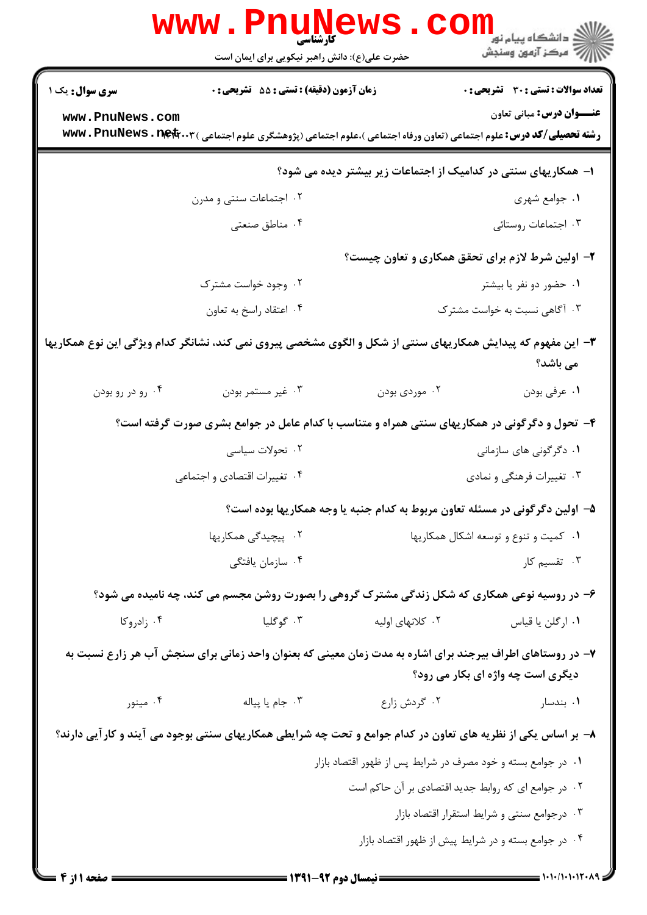**تعداد سوالات : تستی : ۳۰ تشریحی : ۰** | **زمان آزمون (دقیقه) : تستی : ۵۵ تشریحی : ۰** | **سری سوال : یک ۱**

**عنـــوان درس:** مبانی تعاون

**رشته تحصیلی/کد درس:** علوم اجتماعی (تعاون ورفاه اجتماعی )،علوم اجتماعی (پژوهشگری علوم اجتماعی ) ۱۲۲۲۰۰۳

۱- همکاریهای سنتی در کدامیک از اجتماعات زیر بیشتر دیده می شود؟

۱. جوامع شهری
۲. اجتماعات سنتی و مدرن
۳. اجتماعات روستائی
۴. مناطق صنعتی

۲- اولین شرط لازم برای تحقق همکاری و تعاون چیست؟

۱. حضور دو نفر یا بیشتر
۲. وجود خواست مشترک
۳. آگاهی نسبت به خواست مشترک
۴. اعتقاد راسخ به تعاون

۳- این مفهوم که پیدایش همکاریهای سنتی از شکل و الگوی مشخصی پیروی نمی کند، نشانگر کدام ویژگی این نوع همکاریها می باشد؟

۱. عرفی بودن
۲. موردی بودن
۳. غیر مستمر بودن
۴. رو در رو بودن

۴- تحول و دگرگونی در همکاریهای سنتی همراه و متناسب با کدام عامل در جوامع بشری صورت گرفته است؟

۱. دگرگونی های سازمانی
۲. تحولات سیاسی
۳. تغییرات فرهنگی و نمادی
۴. تغییرات اقتصادی و اجتماعی

۵- اولین دگرگونی در مسئله تعاون مربوط به کدام جنبه یا وجه همکاریها بوده است؟

۱. کمیت و تنوع و توسعه اشکال همکاریها
۲. پیچیدگی همکاریها
۳. تقسیم کار
۴. سازمان یافتگی

۶- در روسیه نوعی همکاری که شکل زندگی مشترک گروهی را بصورت روشن مجسم می کند، چه نامیده می شود؟

۱. ارگلن یا قیاس
۲. کلانهای اولیه
۳. گوگلیا
۴. زادروکا

۷- در روستاهای اطراف بیرجند برای اشاره به مدت زمان معینی که بعنوان واحد زمانی برای سنجش آب هر زارع نسبت به دیگری است چه واژه ای بکار می رود؟

۱. بندسار
۲. گردش زارع
۳. جام یا پیاله
۴. مینور

۸- بر اساس یکی از نظریه های تعاون در کدام جوامع و تحت چه شرایطی همکاریهای سنتی بوجود می آیند و کارآیی دارند؟

۱. در جوامع بسته و خود مصرف در شرایط پس از ظهور اقتصاد بازار
۲. در جوامع ای که روابط جدید اقتصادی بر آن حاکم است
۳. درجوامع سنتی و شرایط استقرار اقتصاد بازار
۴. در جوامع بسته و در شرایط پیش از ظهور اقتصاد بازار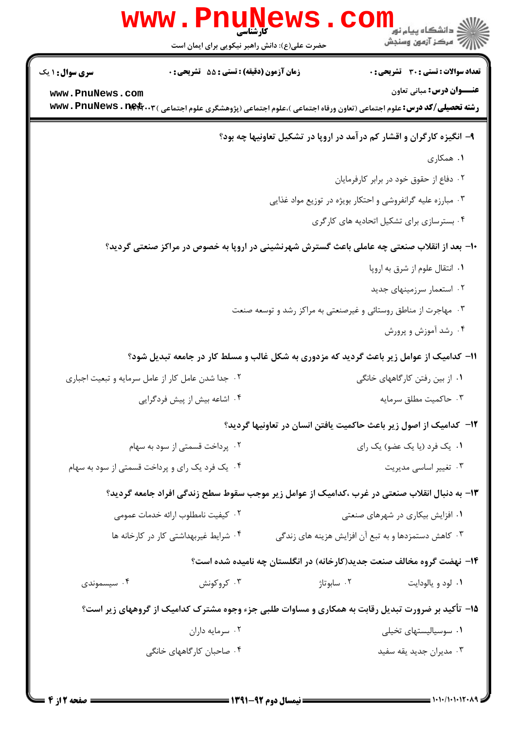۹- انگیزه کارگران و اقشار کم درآمد در اروپا در تشکیل تعاونیها چه بود؟

۱. همکاری

۲. دفاع از حقوق خود در برابر کارفرمایان

۳. مبارزه علیه گرانفروشی و احتکار بویژه در توزیع مواد غذایی

۴. بسترسازی برای تشکیل اتحادیه های کارگری

۱۰- بعد از انقلاب صنعتی چه عاملی باعث گسترش شهرنشینی در اروپا به خصوص در مراکز صنعتی گردید؟

۱. انتقال علوم از شرق به اروپا

۲. استعمار سرزمینهای جدید

۳. مهاجرت از مناطق روستائی و غیرصنعتی به مراکز رشد و توسعه صنعت

۴. رشد آموزش و پرورش

۱۱- کدامیک از عوامل زیر باعث گردید که مزدوری به شکل غالب و مسلط کار در جامعه تبدیل شود؟

۱. از بین رفتن کارگاههای خانگی

۲. جدا شدن عامل کار از عامل سرمایه و تبعیت اجباری

۳. حاکمیت مطلق سرمایه

۴. اشاعه بیش از پیش فردگرایی

۱۲- کدامیک از اصول زیر باعث حاکمیت یافتن انسان در تعاونیها گردید؟

۱. یک فرد (یا یک عضو) یک رای

۲. پرداخت قسمتی از سود به سهام

۳. تغییر اساسی مدیریت

۴. یک فرد یک رای و پرداخت قسمتی از سود به سهام

۱۳- به دنبال انقلاب صنعتی در غرب ،کدامیک از عوامل زیر موجب سقوط سطح زندگی افراد جامعه گردید؟

۱. افزایش بیکاری در شهرهای صنعتی

۲. کیفیت نامطلوب ارائه خدمات عمومی

۳. کاهش دستمزدها و به تبع آن افزایش هزینه های زندگی

۴. شرایط غیربهداشتی کار در کارخانه ها

۱۴- نهضت گروه مخالف صنعت جدید(کارخانه) در انگلستان چه نامیده شده است؟

۱. لود و یالودایت

۲. سابوتاژ

۳. کروکونش

۴. سیسموندی

۱۵- تأکید بر ضرورت تبدیل رقابت به همکاری و مساوات طلبی جزء وجوه مشترک کدامیک از گروههای زیر است؟

۱. سوسیالیستهای تخیلی

۲. سرمایه داران

۳. مدیران جدید یقه سفید

۴. صاحبان کارگاههای خانگی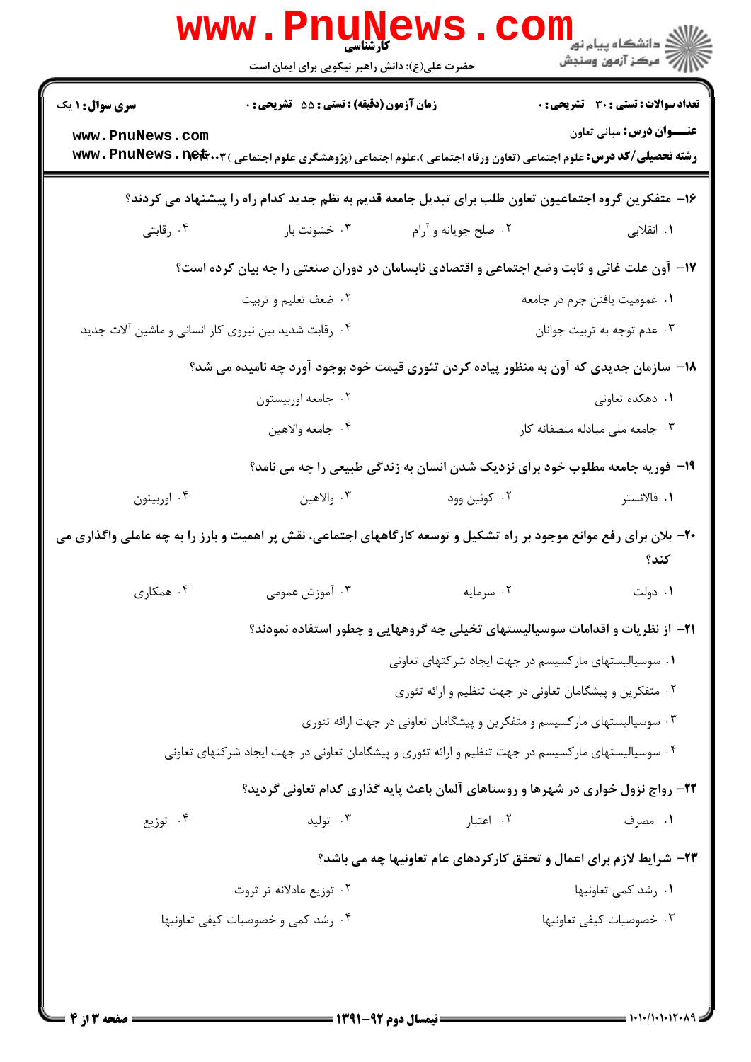**سری سوال:** ۱ یک | **زمان آزمون (دقیقه) : تستی :** ۵۵ **تشریحی :** ۰ | **تعداد سوالات : تستی :** ۳۰ **تشریحی :** ۰

**عنـــوان درس:** مبانی تعاون

**رشته تحصیلی/کد درس:** علوم اجتماعی (تعاون ورفاه اجتماعی )،علوم اجتماعی (پژوهشگری علوم اجتماعی )۱۲۲۲۰۰۳

**۱۶**- متفکرین گروه اجتماعیون تعاون طلب برای تبدیل جامعه قدیم به نظم جدید کدام راه را پیشنهاد می کردند؟

۱. انقلابی
۲. صلح جویانه و آرام
۳. خشونت بار
۴. رقابتی

**۱۷**- آون علت غائی و ثابت وضع اجتماعی و اقتصادی نابسامان در دوران صنعتی را چه بیان کرده است؟

۱. عمومیت یافتن جرم در جامعه
۲. ضعف تعلیم و تربیت
۳. عدم توجه به تربیت جوانان
۴. رقابت شدید بین نیروی کار انسانی و ماشین آلات جدید

**۱۸**- سازمان جدیدی که آون به منظور پیاده کردن تئوری قیمت خود بوجود آورد چه نامیده می شد؟

۱. دهکده تعاونی
۲. جامعه اوربیستون
۳. جامعه ملی مبادله منصفانه کار
۴. جامعه والاهین

**۱۹**- فوریه جامعه مطلوب خود برای نزدیک شدن انسان به زندگی طبیعی را چه می نامد؟

۱. فالانستر
۲. کوئین وود
۳. والاهین
۴. اوربیتون

**۲۰**- بلان برای رفع موانع موجود بر راه تشکیل و توسعه کارگاههای اجتماعی، نقش پر اهمیت و بارز را به چه عاملی واگذاری می کند؟

۱. دولت
۲. سرمایه
۳. آموزش عمومی
۴. همکاری

**۲۱**- از نظریات و اقدامات سوسیالیستهای تخیلی چه گروههایی و چطور استفاده نمودند؟

۱. سوسیالیستهای مارکسیسم در جهت ایجاد شرکتهای تعاونی
۲. متفکرین و پیشگامان تعاونی در جهت تنظیم و ارائه تئوری
۳. سوسیالیستهای مارکسیسم و متفکرین و پیشگامان تعاونی در جهت ارائه تئوری
۴. سوسیالیستهای مارکسیسم در جهت تنظیم و ارائه تئوری و پیشگامان تعاونی در جهت ایجاد شرکتهای تعاونی

**۲۲**- رواج نزول خواری در شهرها و روستاهای آلمان باعث پایه گذاری کدام تعاونی گردید؟

۱. مصرف
۲. اعتبار
۳. تولید
۴. توزیع

**۲۳**- شرایط لازم برای اعمال و تحقق کارکردهای عام تعاونیها چه می باشد؟

۱. رشد کمی تعاونیها
۲. توزیع عادلانه تر ثروت
۳. خصوصیات کیفی تعاونیها
۴. رشد کمی و خصوصیات کیفی تعاونیها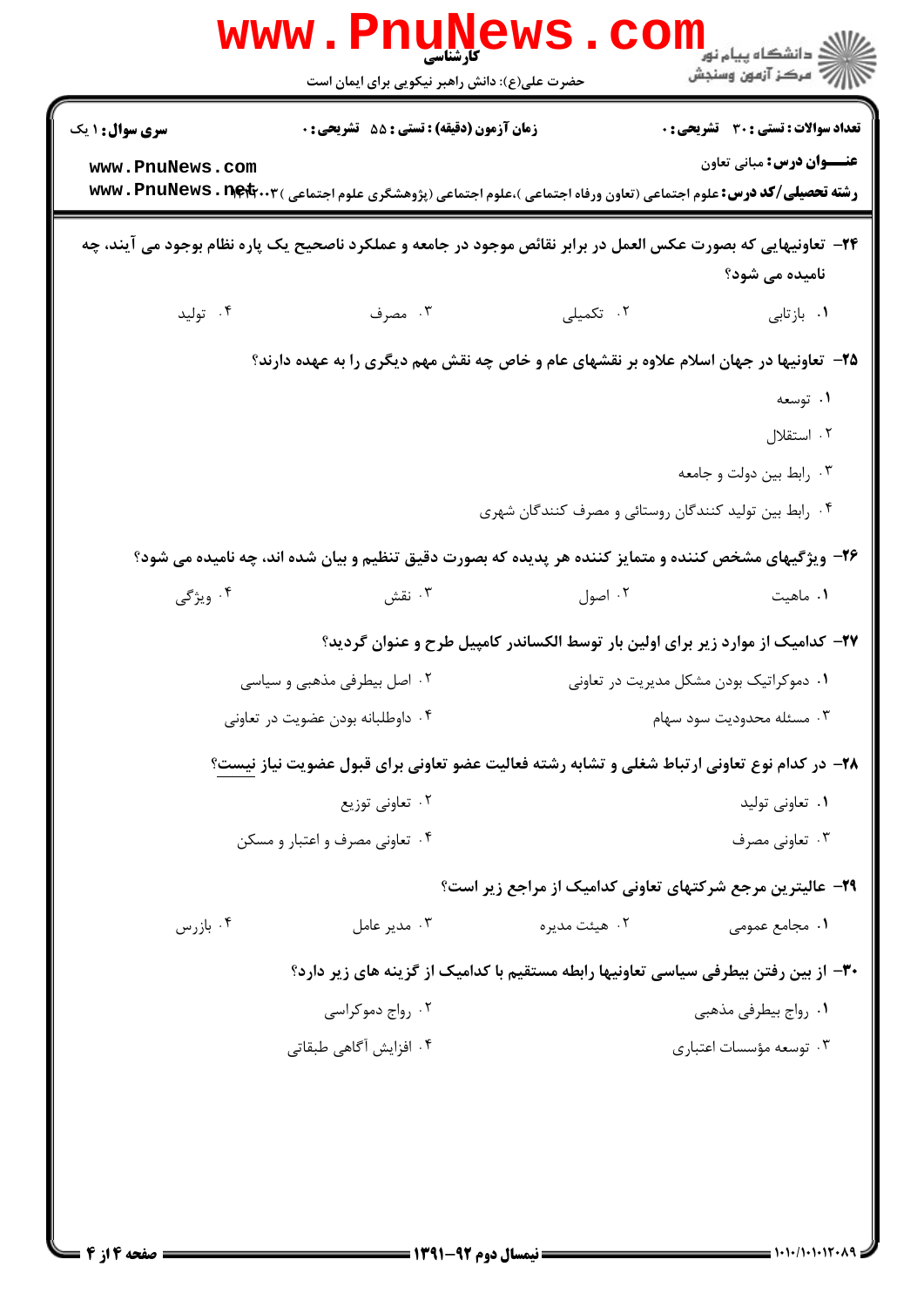۲۴- تعاونیهایی که بصورت عکس العمل در برابر نقائص موجود در جامعه و عملکرد ناصحیح یک پاره نظام بوجود می آیند، چه نامیده می شود؟

۱. بازتابی
۲. تکمیلی
۳. مصرف
۴. تولید

۲۵- تعاونیها در جهان اسلام علاوه بر نقشهای عام و خاص چه نقش مهم دیگری را به عهده دارند؟

۱. توسعه
۲. استقلال
۳. رابط بین دولت و جامعه
۴. رابط بین تولید کنندگان روستائی و مصرف کنندگان شهری

۲۶- ویژگیهای مشخص کننده و متمایز کننده هر پدیده که بصورت دقیق تنظیم و بیان شده اند، چه نامیده می شود؟

۱. ماهیت
۲. اصول
۳. نقش
۴. ویژگی

۲۷- کدامیک از موارد زیر برای اولین بار توسط الکساندر کامپیل طرح و عنوان گردید؟

۱. دموکراتیک بودن مشکل مدیریت در تعاونی
۲. اصل بیطرفی مذهبی و سیاسی
۳. مسئله محدودیت سود سهام
۴. داوطلبانه بودن عضویت در تعاونی

۲۸- در کدام نوع تعاونی ارتباط شغلی و تشابه رشته فعالیت عضو تعاونی برای قبول عضویت نیاز نیست؟

۱. تعاونی تولید
۲. تعاونی توزیع
۳. تعاونی مصرف
۴. تعاونی مصرف و اعتبار و مسکن

۲۹- عالیترین مرجع شرکتهای تعاونی کدامیک از مراجع زیر است؟

۱. مجامع عمومی
۲. هیئت مدیره
۳. مدیر عامل
۴. بازرس

۳۰- از بین رفتن بیطرفی سیاسی تعاونیها رابطه مستقیم با کدامیک از گزینه های زیر دارد؟

۱. رواج بیطرفی مذهبی
۲. رواج دموکراسی
۳. توسعه مؤسسات اعتباری
۴. افزایش آگاهی طبقاتی